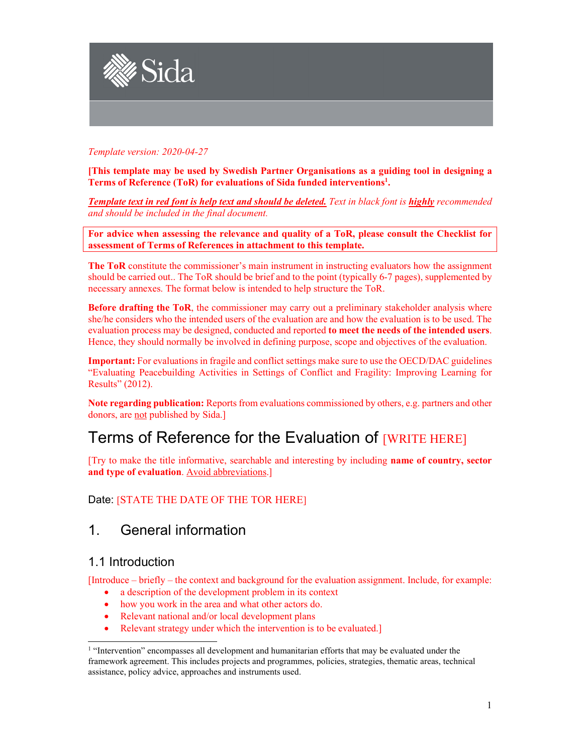*Template version: 2020-04-27*

**[This template may be used by Swedish Partner Organisations as a guiding tool in designing a Terms of Reference (ToR) for evaluations of Sida funded interventions[1].**

***Template text in red font is help text and should be deleted.*** *Text in black font is **highly** recommended and should be included in the final document.*

**For advice when assessing the relevance and quality of a ToR, please consult the Checklist for assessment of Terms of References in attachment to this template.**

**The ToR** constitute the commissioner's main instrument in instructing evaluators how the assignment should be carried out.. The ToR should be brief and to the point (typically 6-7 pages), supplemented by necessary annexes. The format below is intended to help structure the ToR.

**Before drafting the ToR**, the commissioner may carry out a preliminary stakeholder analysis where she/he considers who the intended users of the evaluation are and how the evaluation is to be used. The evaluation process may be designed, conducted and reported **to meet the needs of the intended users**. Hence, they should normally be involved in defining purpose, scope and objectives of the evaluation.

**Important:** For evaluations in fragile and conflict settings make sure to use the OECD/DAC guidelines "Evaluating Peacebuilding Activities in Settings of Conflict and Fragility: Improving Learning for Results" (2012).

**Note regarding publication:** Reports from evaluations commissioned by others, e.g. partners and other donors, are not published by Sida.]

# Terms of Reference for the Evaluation of [WRITE HERE]

[Try to make the title informative, searchable and interesting by including **name of country, sector and type of evaluation**. Avoid abbreviations.]

Date: [STATE THE DATE OF THE TOR HERE]

## 1. General information

### 1.1 Introduction

[Introduce – briefly – the context and background for the evaluation assignment. Include, for example:

- a description of the development problem in its context
- how you work in the area and what other actors do.
- Relevant national and/or local development plans
- Relevant strategy under which the intervention is to be evaluated.]

[1] "Intervention" encompasses all development and humanitarian efforts that may be evaluated under the framework agreement. This includes projects and programmes, policies, strategies, thematic areas, technical assistance, policy advice, approaches and instruments used.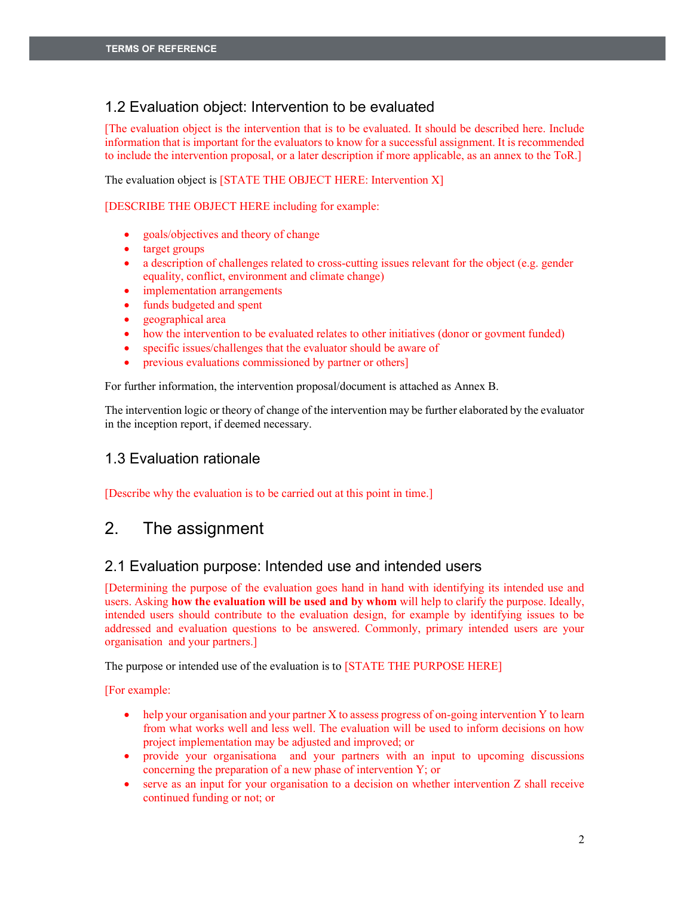## 1.2 Evaluation object: Intervention to be evaluated

[The evaluation object is the intervention that is to be evaluated. It should be described here. Include information that is important for the evaluators to know for a successful assignment. It is recommended to include the intervention proposal, or a later description if more applicable, as an annex to the ToR.]

The evaluation object is [STATE THE OBJECT HERE: Intervention X]

[DESCRIBE THE OBJECT HERE including for example:

- goals/objectives and theory of change
- target groups
- a description of challenges related to cross-cutting issues relevant for the object (e.g. gender equality, conflict, environment and climate change)
- implementation arrangements
- funds budgeted and spent
- geographical area
- how the intervention to be evaluated relates to other initiatives (donor or govment funded)
- specific issues/challenges that the evaluator should be aware of
- previous evaluations commissioned by partner or others]

For further information, the intervention proposal/document is attached as Annex B.

The intervention logic or theory of change of the intervention may be further elaborated by the evaluator in the inception report, if deemed necessary.

## 1.3 Evaluation rationale

[Describe why the evaluation is to be carried out at this point in time.]

# 2. The assignment

## 2.1 Evaluation purpose: Intended use and intended users

[Determining the purpose of the evaluation goes hand in hand with identifying its intended use and users. Asking **how the evaluation will be used and by whom** will help to clarify the purpose. Ideally, intended users should contribute to the evaluation design, for example by identifying issues to be addressed and evaluation questions to be answered. Commonly, primary intended users are your organisation and your partners.]

The purpose or intended use of the evaluation is to [STATE THE PURPOSE HERE]

[For example:

- help your organisation and your partner X to assess progress of on-going intervention Y to learn from what works well and less well. The evaluation will be used to inform decisions on how project implementation may be adjusted and improved; or
- provide your organisationa and your partners with an input to upcoming discussions concerning the preparation of a new phase of intervention Y; or
- serve as an input for your organisation to a decision on whether intervention Z shall receive continued funding or not; or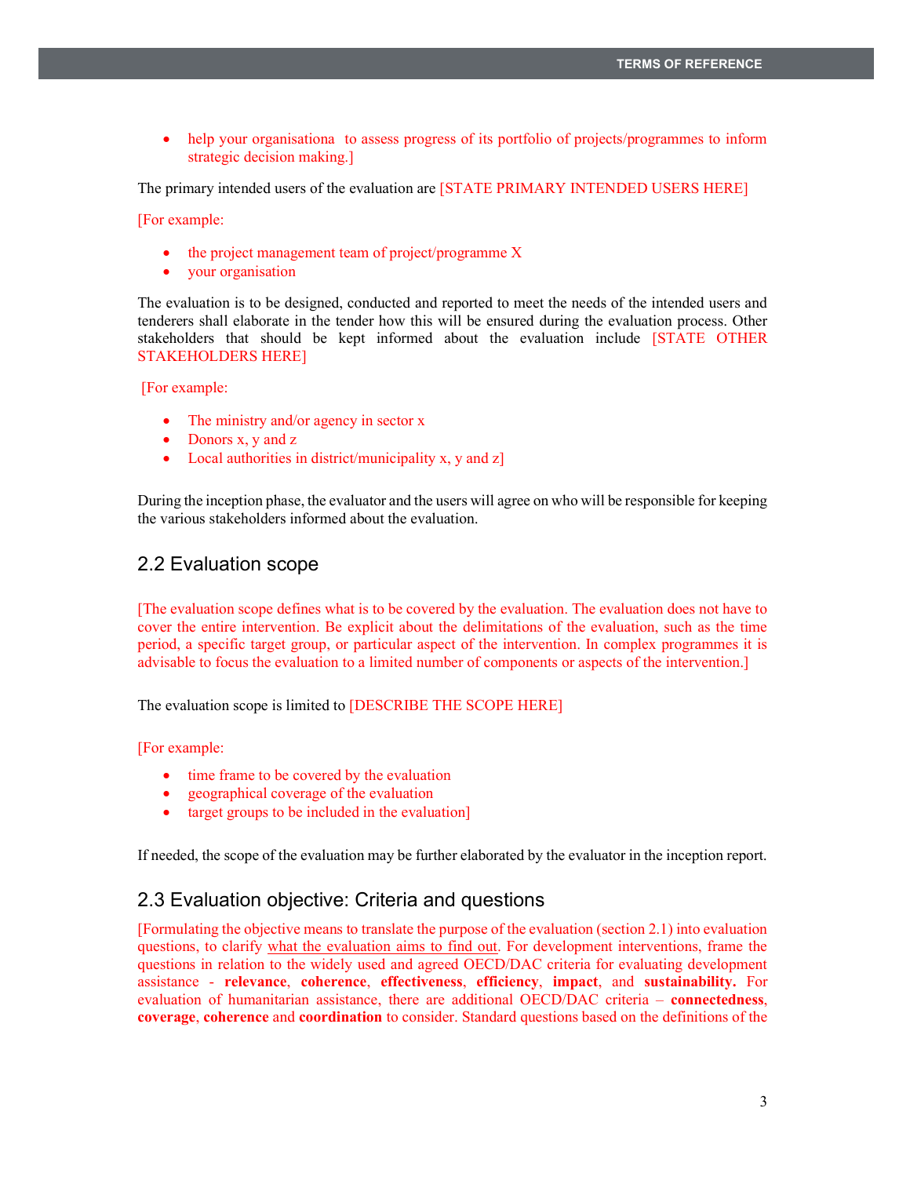- help your organisationa to assess progress of its portfolio of projects/programmes to inform strategic decision making.]

The primary intended users of the evaluation are [STATE PRIMARY INTENDED USERS HERE]

[For example:

- the project management team of project/programme X
- your organisation

The evaluation is to be designed, conducted and reported to meet the needs of the intended users and tenderers shall elaborate in the tender how this will be ensured during the evaluation process. Other stakeholders that should be kept informed about the evaluation include [STATE OTHER STAKEHOLDERS HERE]

[For example:

- The ministry and/or agency in sector x
- Donors x, y and z
- Local authorities in district/municipality x, y and z]

During the inception phase, the evaluator and the users will agree on who will be responsible for keeping the various stakeholders informed about the evaluation.

## 2.2 Evaluation scope

[The evaluation scope defines what is to be covered by the evaluation. The evaluation does not have to cover the entire intervention. Be explicit about the delimitations of the evaluation, such as the time period, a specific target group, or particular aspect of the intervention. In complex programmes it is advisable to focus the evaluation to a limited number of components or aspects of the intervention.]

The evaluation scope is limited to [DESCRIBE THE SCOPE HERE]

[For example:

- time frame to be covered by the evaluation
- geographical coverage of the evaluation
- target groups to be included in the evaluation]

If needed, the scope of the evaluation may be further elaborated by the evaluator in the inception report.

## 2.3 Evaluation objective: Criteria and questions

[Formulating the objective means to translate the purpose of the evaluation (section 2.1) into evaluation questions, to clarify what the evaluation aims to find out. For development interventions, frame the questions in relation to the widely used and agreed OECD/DAC criteria for evaluating development assistance - **relevance**, **coherence**, **effectiveness**, **efficiency**, **impact**, and **sustainability.** For evaluation of humanitarian assistance, there are additional OECD/DAC criteria – **connectedness**, **coverage**, **coherence** and **coordination** to consider. Standard questions based on the definitions of the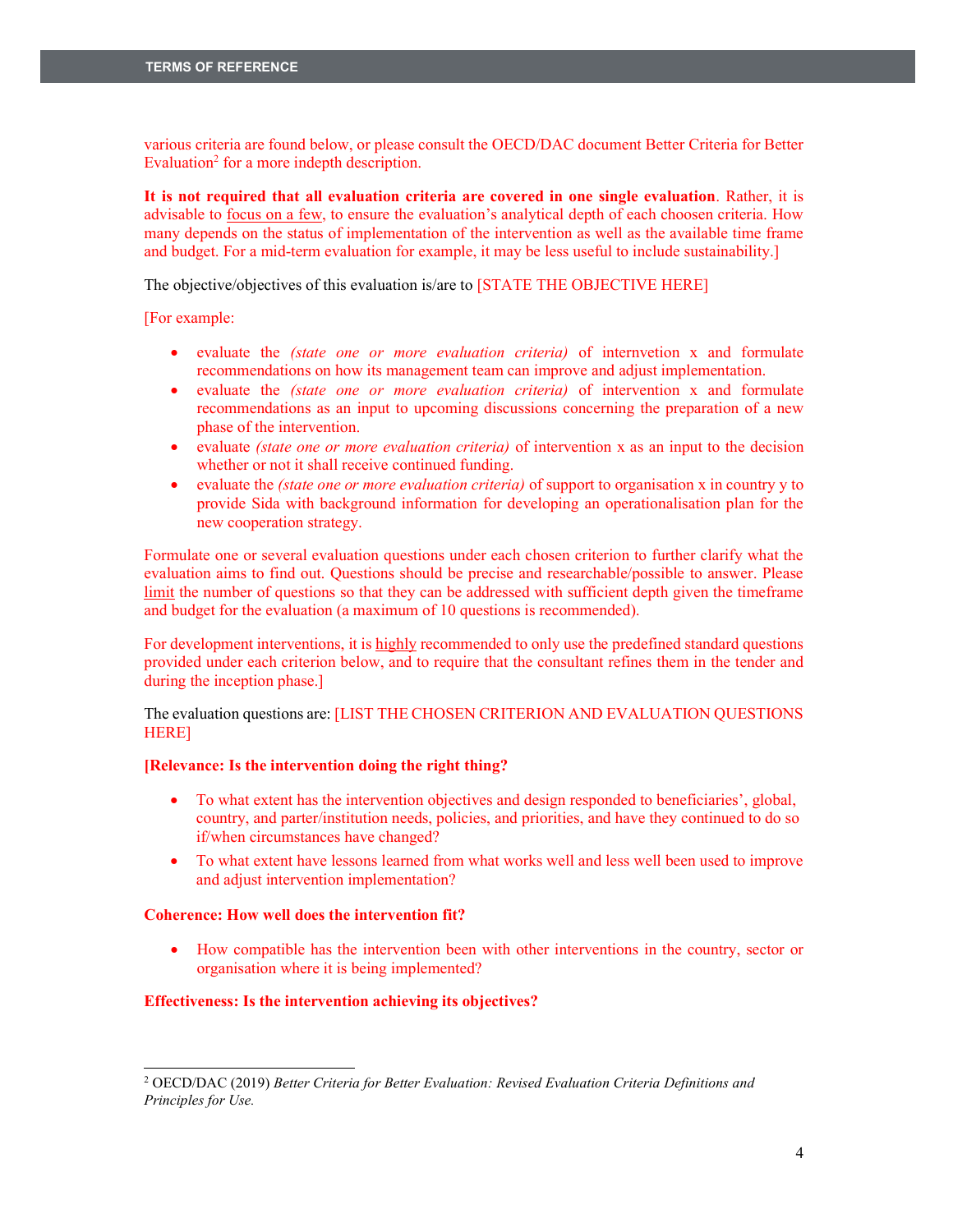various criteria are found below, or please consult the OECD/DAC document Better Criteria for Better Evaluation[2] for a more indepth description.

**It is not required that all evaluation criteria are covered in one single evaluation**. Rather, it is advisable to focus on a few, to ensure the evaluation's analytical depth of each choosen criteria. How many depends on the status of implementation of the intervention as well as the available time frame and budget. For a mid-term evaluation for example, it may be less useful to include sustainability.]

The objective/objectives of this evaluation is/are to [STATE THE OBJECTIVE HERE]

[For example:

- evaluate the *(state one or more evaluation criteria)* of internvetion x and formulate recommendations on how its management team can improve and adjust implementation.
- evaluate the *(state one or more evaluation criteria)* of intervention x and formulate recommendations as an input to upcoming discussions concerning the preparation of a new phase of the intervention.
- evaluate *(state one or more evaluation criteria)* of intervention x as an input to the decision whether or not it shall receive continued funding.
- evaluate the *(state one or more evaluation criteria)* of support to organisation x in country y to provide Sida with background information for developing an operationalisation plan for the new cooperation strategy.

Formulate one or several evaluation questions under each chosen criterion to further clarify what the evaluation aims to find out. Questions should be precise and researchable/possible to answer. Please limit the number of questions so that they can be addressed with sufficient depth given the timeframe and budget for the evaluation (a maximum of 10 questions is recommended).

For development interventions, it is highly recommended to only use the predefined standard questions provided under each criterion below, and to require that the consultant refines them in the tender and during the inception phase.]

The evaluation questions are: [LIST THE CHOSEN CRITERION AND EVALUATION QUESTIONS HERE]

**[Relevance: Is the intervention doing the right thing?**

- To what extent has the intervention objectives and design responded to beneficiaries', global, country, and parter/institution needs, policies, and priorities, and have they continued to do so if/when circumstances have changed?
- To what extent have lessons learned from what works well and less well been used to improve and adjust intervention implementation?

**Coherence: How well does the intervention fit?**

- How compatible has the intervention been with other interventions in the country, sector or organisation where it is being implemented?

**Effectiveness: Is the intervention achieving its objectives?**

[2] OECD/DAC (2019) *Better Criteria for Better Evaluation: Revised Evaluation Criteria Definitions and Principles for Use.*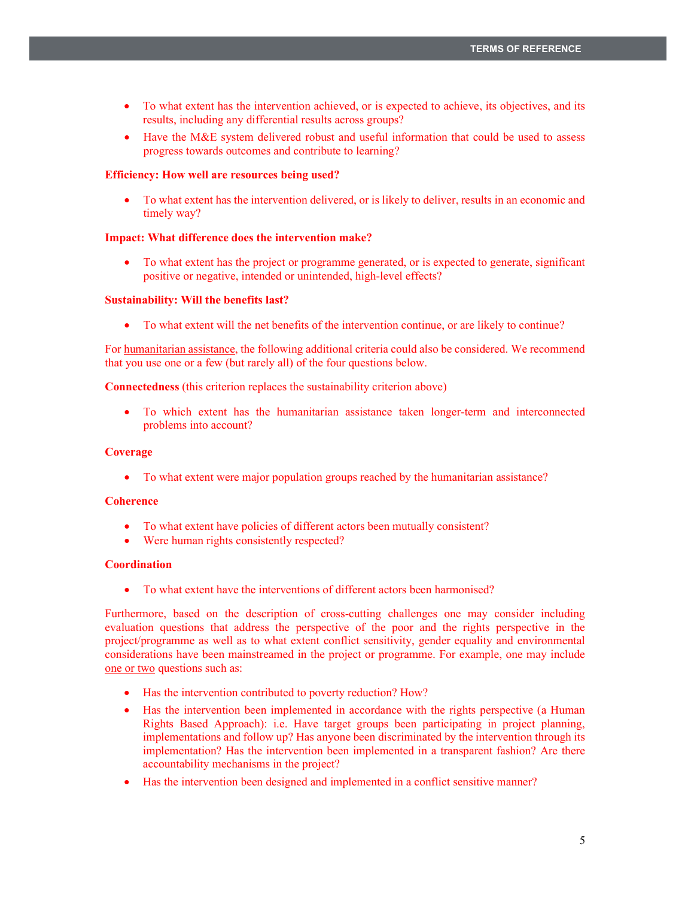- To what extent has the intervention achieved, or is expected to achieve, its objectives, and its results, including any differential results across groups?
- Have the M&E system delivered robust and useful information that could be used to assess progress towards outcomes and contribute to learning?

**Efficiency: How well are resources being used?**

- To what extent has the intervention delivered, or is likely to deliver, results in an economic and timely way?

**Impact: What difference does the intervention make?**

- To what extent has the project or programme generated, or is expected to generate, significant positive or negative, intended or unintended, high-level effects?

**Sustainability: Will the benefits last?**

- To what extent will the net benefits of the intervention continue, or are likely to continue?

For humanitarian assistance, the following additional criteria could also be considered. We recommend that you use one or a few (but rarely all) of the four questions below.

**Connectedness** (this criterion replaces the sustainability criterion above)

- To which extent has the humanitarian assistance taken longer-term and interconnected problems into account?

**Coverage**

- To what extent were major population groups reached by the humanitarian assistance?

**Coherence**

- To what extent have policies of different actors been mutually consistent?
- Were human rights consistently respected?

**Coordination**

- To what extent have the interventions of different actors been harmonised?

Furthermore, based on the description of cross-cutting challenges one may consider including evaluation questions that address the perspective of the poor and the rights perspective in the project/programme as well as to what extent conflict sensitivity, gender equality and environmental considerations have been mainstreamed in the project or programme. For example, one may include one or two questions such as:

- Has the intervention contributed to poverty reduction? How?
- Has the intervention been implemented in accordance with the rights perspective (a Human Rights Based Approach): i.e. Have target groups been participating in project planning, implementations and follow up? Has anyone been discriminated by the intervention through its implementation? Has the intervention been implemented in a transparent fashion? Are there accountability mechanisms in the project?
- Has the intervention been designed and implemented in a conflict sensitive manner?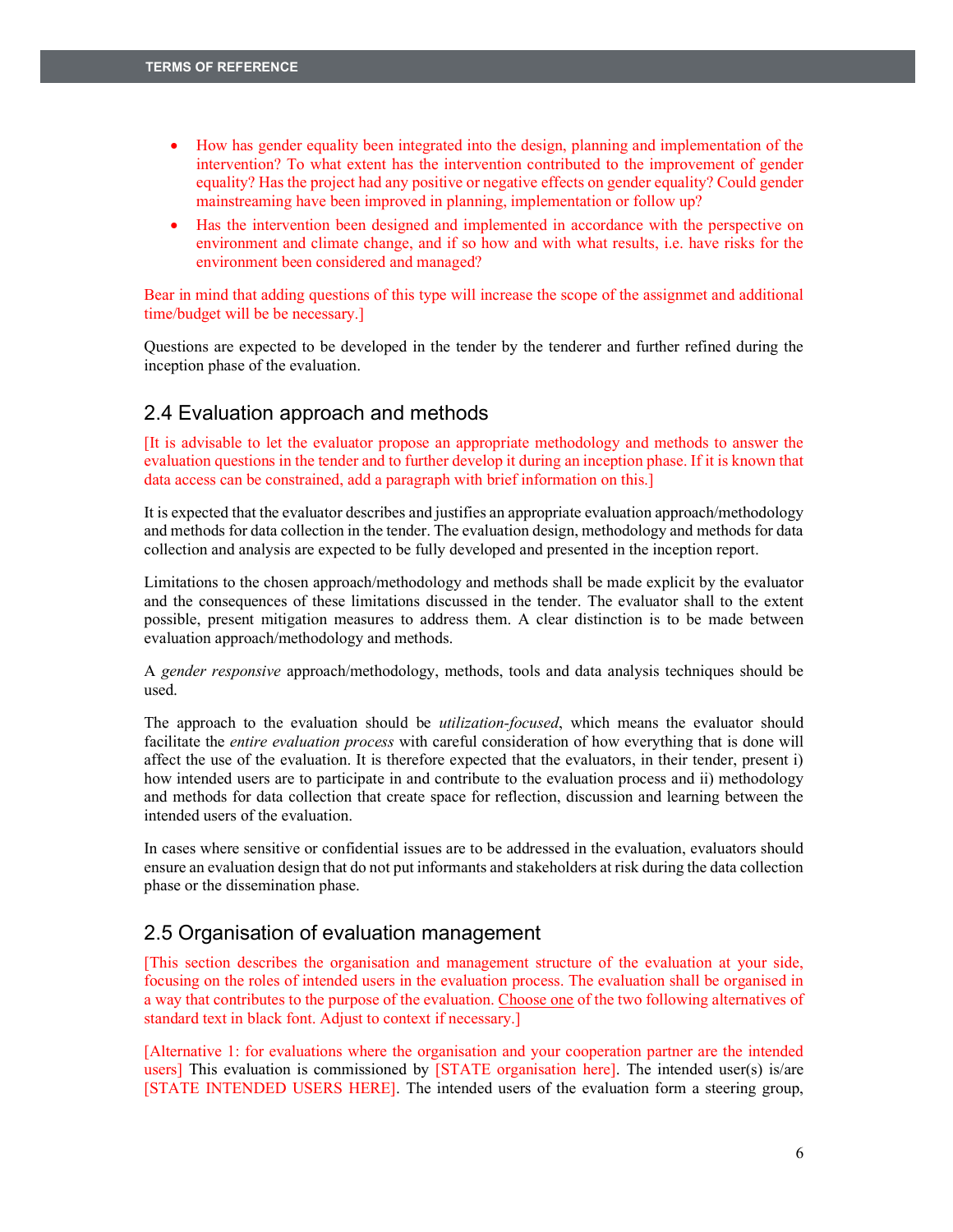- How has gender equality been integrated into the design, planning and implementation of the intervention? To what extent has the intervention contributed to the improvement of gender equality? Has the project had any positive or negative effects on gender equality? Could gender mainstreaming have been improved in planning, implementation or follow up?
- Has the intervention been designed and implemented in accordance with the perspective on environment and climate change, and if so how and with what results, i.e. have risks for the environment been considered and managed?

Bear in mind that adding questions of this type will increase the scope of the assignmet and additional time/budget will be be necessary.]

Questions are expected to be developed in the tender by the tenderer and further refined during the inception phase of the evaluation.

## 2.4 Evaluation approach and methods

[It is advisable to let the evaluator propose an appropriate methodology and methods to answer the evaluation questions in the tender and to further develop it during an inception phase. If it is known that data access can be constrained, add a paragraph with brief information on this.]

It is expected that the evaluator describes and justifies an appropriate evaluation approach/methodology and methods for data collection in the tender. The evaluation design, methodology and methods for data collection and analysis are expected to be fully developed and presented in the inception report.

Limitations to the chosen approach/methodology and methods shall be made explicit by the evaluator and the consequences of these limitations discussed in the tender. The evaluator shall to the extent possible, present mitigation measures to address them. A clear distinction is to be made between evaluation approach/methodology and methods.

A *gender responsive* approach/methodology, methods, tools and data analysis techniques should be used.

The approach to the evaluation should be *utilization-focused*, which means the evaluator should facilitate the *entire evaluation process* with careful consideration of how everything that is done will affect the use of the evaluation. It is therefore expected that the evaluators, in their tender, present i) how intended users are to participate in and contribute to the evaluation process and ii) methodology and methods for data collection that create space for reflection, discussion and learning between the intended users of the evaluation.

In cases where sensitive or confidential issues are to be addressed in the evaluation, evaluators should ensure an evaluation design that do not put informants and stakeholders at risk during the data collection phase or the dissemination phase.

## 2.5 Organisation of evaluation management

[This section describes the organisation and management structure of the evaluation at your side, focusing on the roles of intended users in the evaluation process. The evaluation shall be organised in a way that contributes to the purpose of the evaluation. Choose one of the two following alternatives of standard text in black font. Adjust to context if necessary.]

[Alternative 1: for evaluations where the organisation and your cooperation partner are the intended users] This evaluation is commissioned by [STATE organisation here]. The intended user(s) is/are [STATE INTENDED USERS HERE]. The intended users of the evaluation form a steering group,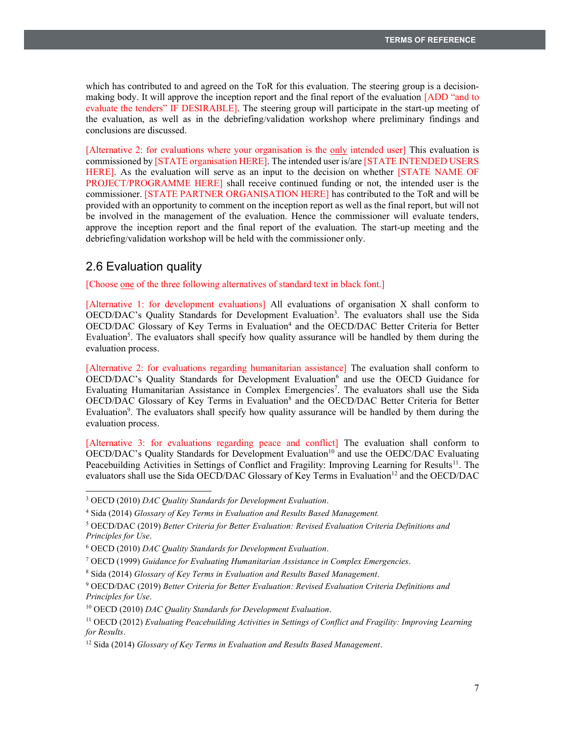which has contributed to and agreed on the ToR for this evaluation. The steering group is a decision-making body. It will approve the inception report and the final report of the evaluation [ADD "and to evaluate the tenders" IF DESIRABLE]. The steering group will participate in the start-up meeting of the evaluation, as well as in the debriefing/validation workshop where preliminary findings and conclusions are discussed.

[Alternative 2: for evaluations where your organisation is the only intended user] This evaluation is commissioned by [STATE organisation HERE]. The intended user is/are [STATE INTENDED USERS HERE]. As the evaluation will serve as an input to the decision on whether [STATE NAME OF PROJECT/PROGRAMME HERE] shall receive continued funding or not, the intended user is the commissioner. [STATE PARTNER ORGANISATION HERE] has contributed to the ToR and will be provided with an opportunity to comment on the inception report as well as the final report, but will not be involved in the management of the evaluation. Hence the commissioner will evaluate tenders, approve the inception report and the final report of the evaluation. The start-up meeting and the debriefing/validation workshop will be held with the commissioner only.

## 2.6 Evaluation quality

[Choose one of the three following alternatives of standard text in black font.]

[Alternative 1: for development evaluations] All evaluations of organisation X shall conform to OECD/DAC's Quality Standards for Development Evaluation[3]. The evaluators shall use the Sida OECD/DAC Glossary of Key Terms in Evaluation[4] and the OECD/DAC Better Criteria for Better Evaluation[5]. The evaluators shall specify how quality assurance will be handled by them during the evaluation process.

[Alternative 2: for evaluations regarding humanitarian assistance] The evaluation shall conform to OECD/DAC's Quality Standards for Development Evaluation[6] and use the OECD Guidance for Evaluating Humanitarian Assistance in Complex Emergencies[7]. The evaluators shall use the Sida OECD/DAC Glossary of Key Terms in Evaluation[8] and the OECD/DAC Better Criteria for Better Evaluation[9]. The evaluators shall specify how quality assurance will be handled by them during the evaluation process.

[Alternative 3: for evaluations regarding peace and conflict] The evaluation shall conform to OECD/DAC's Quality Standards for Development Evaluation[10] and use the OEDC/DAC Evaluating Peacebuilding Activities in Settings of Conflict and Fragility: Improving Learning for Results[11]. The evaluators shall use the Sida OECD/DAC Glossary of Key Terms in Evaluation[12] and the OECD/DAC

---

[3] OECD (2010) *DAC Quality Standards for Development Evaluation*.

[4] Sida (2014) *Glossary of Key Terms in Evaluation and Results Based Management.*

[5] OECD/DAC (2019) *Better Criteria for Better Evaluation: Revised Evaluation Criteria Definitions and Principles for Use*.

[6] OECD (2010) *DAC Quality Standards for Development Evaluation*.

[7] OECD (1999) *Guidance for Evaluating Humanitarian Assistance in Complex Emergencies*.

[8] Sida (2014) *Glossary of Key Terms in Evaluation and Results Based Management*.

[9] OECD/DAC (2019) *Better Criteria for Better Evaluation: Revised Evaluation Criteria Definitions and Principles for Use*.

[10] OECD (2010) *DAC Quality Standards for Development Evaluation*.

[11] OECD (2012) *Evaluating Peacebuilding Activities in Settings of Conflict and Fragility: Improving Learning for Results*.

[12] Sida (2014) *Glossary of Key Terms in Evaluation and Results Based Management*.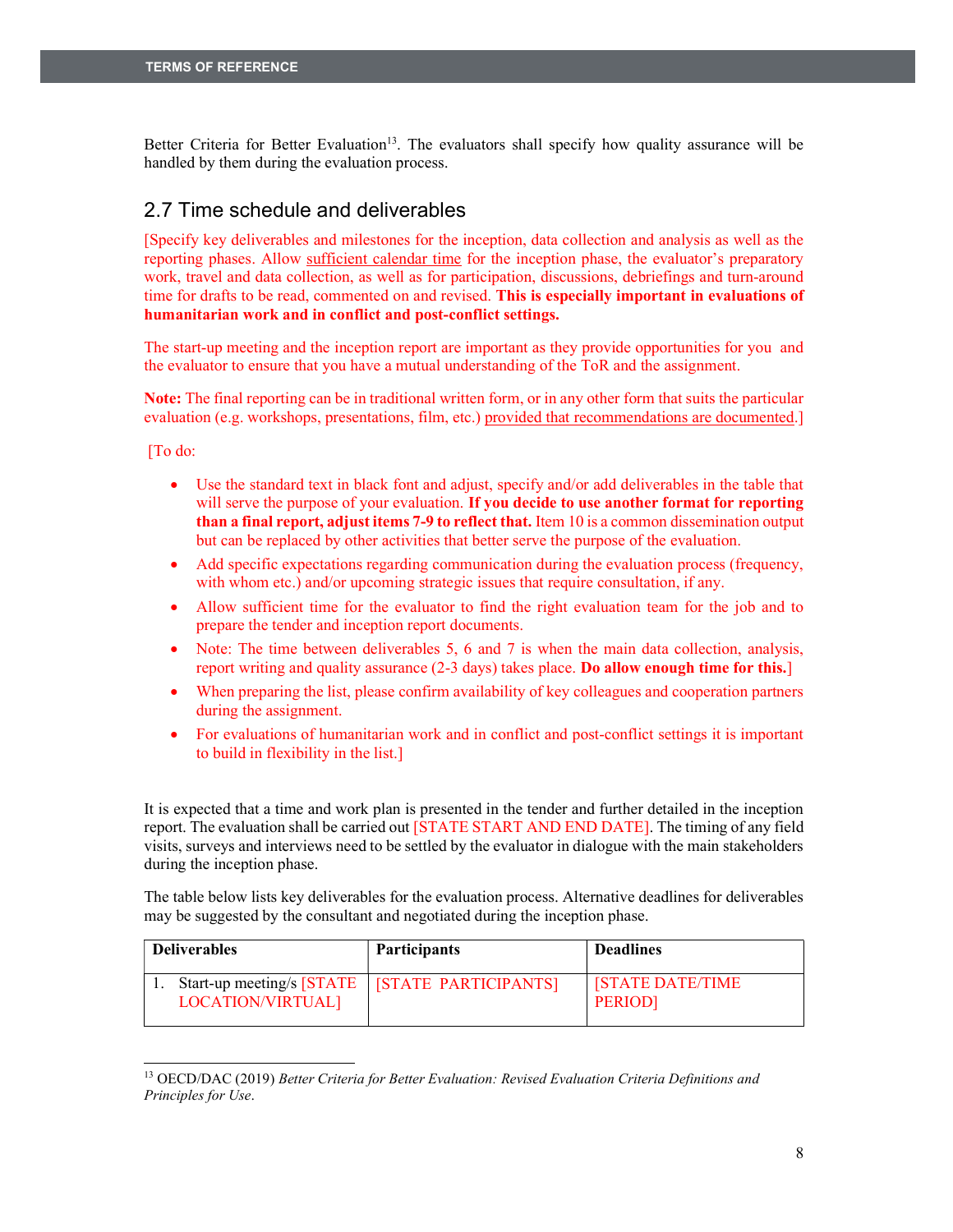Better Criteria for Better Evaluation[13]. The evaluators shall specify how quality assurance will be handled by them during the evaluation process.

## 2.7 Time schedule and deliverables

[Specify key deliverables and milestones for the inception, data collection and analysis as well as the reporting phases. Allow sufficient calendar time for the inception phase, the evaluator's preparatory work, travel and data collection, as well as for participation, discussions, debriefings and turn-around time for drafts to be read, commented on and revised. **This is especially important in evaluations of humanitarian work and in conflict and post-conflict settings.**

The start-up meeting and the inception report are important as they provide opportunities for you and the evaluator to ensure that you have a mutual understanding of the ToR and the assignment.

**Note:** The final reporting can be in traditional written form, or in any other form that suits the particular evaluation (e.g. workshops, presentations, film, etc.) provided that recommendations are documented.]

[To do:

- Use the standard text in black font and adjust, specify and/or add deliverables in the table that will serve the purpose of your evaluation. **If you decide to use another format for reporting than a final report, adjust items 7-9 to reflect that.** Item 10 is a common dissemination output but can be replaced by other activities that better serve the purpose of the evaluation.
- Add specific expectations regarding communication during the evaluation process (frequency, with whom etc.) and/or upcoming strategic issues that require consultation, if any.
- Allow sufficient time for the evaluator to find the right evaluation team for the job and to prepare the tender and inception report documents.
- Note: The time between deliverables 5, 6 and 7 is when the main data collection, analysis, report writing and quality assurance (2-3 days) takes place. **Do allow enough time for this.**]
- When preparing the list, please confirm availability of key colleagues and cooperation partners during the assignment.
- For evaluations of humanitarian work and in conflict and post-conflict settings it is important to build in flexibility in the list.]

It is expected that a time and work plan is presented in the tender and further detailed in the inception report. The evaluation shall be carried out [STATE START AND END DATE]. The timing of any field visits, surveys and interviews need to be settled by the evaluator in dialogue with the main stakeholders during the inception phase.

The table below lists key deliverables for the evaluation process. Alternative deadlines for deliverables may be suggested by the consultant and negotiated during the inception phase.

| Deliverables | Participants | Deadlines |
|---|---|---|
| 1. Start-up meeting/s [STATE LOCATION/VIRTUAL] | [STATE PARTICIPANTS] | [STATE DATE/TIME PERIOD] |

[13] OECD/DAC (2019) *Better Criteria for Better Evaluation: Revised Evaluation Criteria Definitions and Principles for Use*.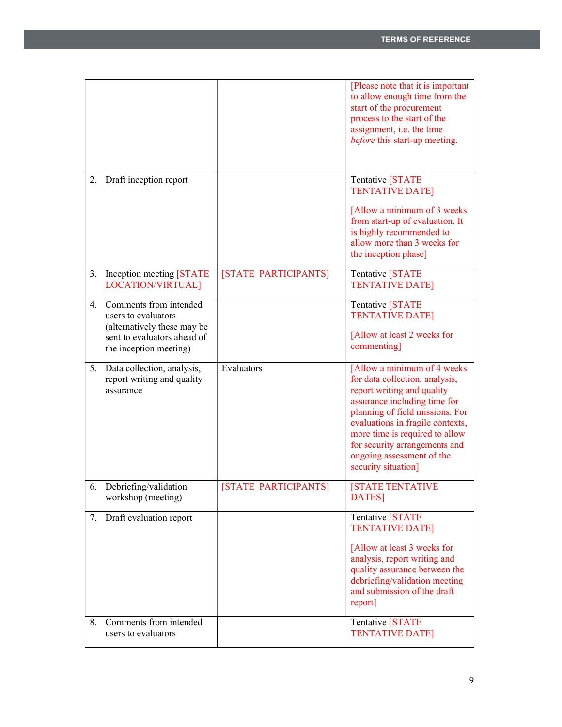| | | |
|---|---|---|
| | | [Please note that it is important to allow enough time from the start of the procurement process to the start of the assignment, i.e. the time *before* this start-up meeting. |
| 2. Draft inception report | | Tentative [STATE TENTATIVE DATE]<br><br>[Allow a minimum of 3 weeks from start-up of evaluation. It is highly recommended to allow more than 3 weeks for the inception phase] |
| 3. Inception meeting [STATE LOCATION/VIRTUAL] | [STATE PARTICIPANTS] | Tentative [STATE TENTATIVE DATE] |
| 4. Comments from intended users to evaluators (alternatively these may be sent to evaluators ahead of the inception meeting) | | Tentative [STATE TENTATIVE DATE]<br><br>[Allow at least 2 weeks for commenting] |
| 5. Data collection, analysis, report writing and quality assurance | Evaluators | [Allow a minimum of 4 weeks for data collection, analysis, report writing and quality assurance including time for planning of field missions. For evaluations in fragile contexts, more time is required to allow for security arrangements and ongoing assessment of the security situation] |
| 6. Debriefing/validation workshop (meeting) | [STATE PARTICIPANTS] | [STATE TENTATIVE DATES] |
| 7. Draft evaluation report | | Tentative [STATE TENTATIVE DATE]<br><br>[Allow at least 3 weeks for analysis, report writing and quality assurance between the debriefing/validation meeting and submission of the draft report] |
| 8. Comments from intended users to evaluators | | Tentative [STATE TENTATIVE DATE] |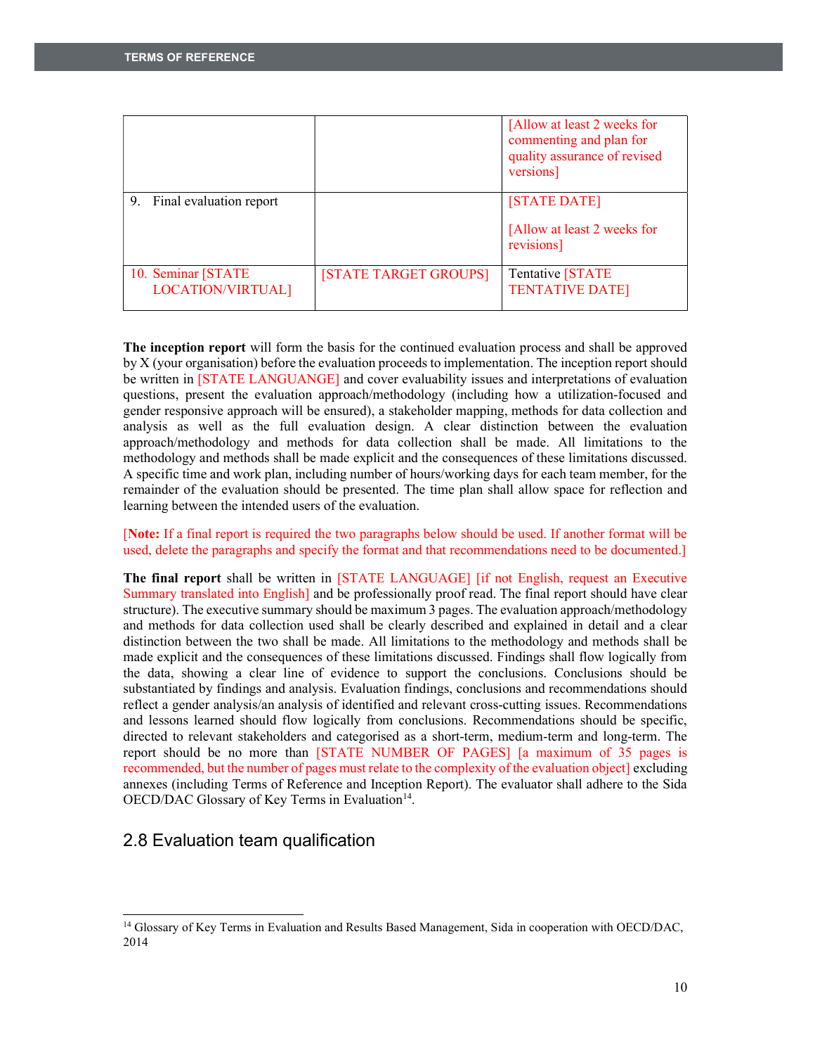| | | |
|---|---|---|
| | | [Allow at least 2 weeks for commenting and plan for quality assurance of revised versions] |
| 9. Final evaluation report | | [STATE DATE]<br><br>[Allow at least 2 weeks for revisions] |
| 10. Seminar [STATE LOCATION/VIRTUAL] | [STATE TARGET GROUPS] | Tentative [STATE TENTATIVE DATE] |

**The inception report** will form the basis for the continued evaluation process and shall be approved by X (your organisation) before the evaluation proceeds to implementation. The inception report should be written in [STATE LANGUANGE] and cover evaluability issues and interpretations of evaluation questions, present the evaluation approach/methodology (including how a utilization-focused and gender responsive approach will be ensured), a stakeholder mapping, methods for data collection and analysis as well as the full evaluation design. A clear distinction between the evaluation approach/methodology and methods for data collection shall be made. All limitations to the methodology and methods shall be made explicit and the consequences of these limitations discussed. A specific time and work plan, including number of hours/working days for each team member, for the remainder of the evaluation should be presented. The time plan shall allow space for reflection and learning between the intended users of the evaluation.

[**Note:** If a final report is required the two paragraphs below should be used. If another format will be used, delete the paragraphs and specify the format and that recommendations need to be documented.]

**The final report** shall be written in [STATE LANGUAGE] [if not English, request an Executive Summary translated into English] and be professionally proof read. The final report should have clear structure). The executive summary should be maximum 3 pages. The evaluation approach/methodology and methods for data collection used shall be clearly described and explained in detail and a clear distinction between the two shall be made. All limitations to the methodology and methods shall be made explicit and the consequences of these limitations discussed. Findings shall flow logically from the data, showing a clear line of evidence to support the conclusions. Conclusions should be substantiated by findings and analysis. Evaluation findings, conclusions and recommendations should reflect a gender analysis/an analysis of identified and relevant cross-cutting issues. Recommendations and lessons learned should flow logically from conclusions. Recommendations should be specific, directed to relevant stakeholders and categorised as a short-term, medium-term and long-term. The report should be no more than [STATE NUMBER OF PAGES] [a maximum of 35 pages is recommended, but the number of pages must relate to the complexity of the evaluation object] excluding annexes (including Terms of Reference and Inception Report). The evaluator shall adhere to the Sida OECD/DAC Glossary of Key Terms in Evaluation[14].

## 2.8 Evaluation team qualification

[14] Glossary of Key Terms in Evaluation and Results Based Management, Sida in cooperation with OECD/DAC, 2014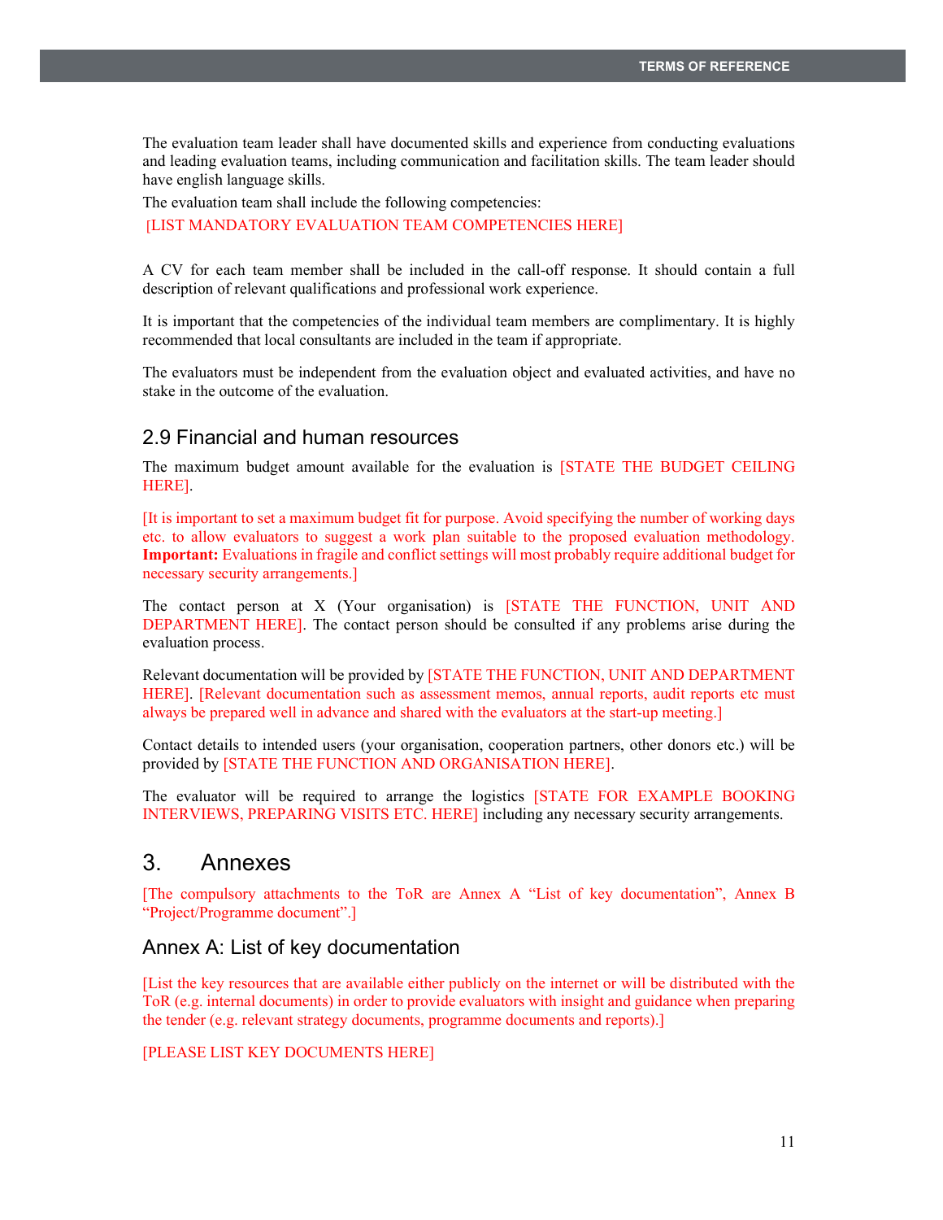The evaluation team leader shall have documented skills and experience from conducting evaluations and leading evaluation teams, including communication and facilitation skills. The team leader should have english language skills.

The evaluation team shall include the following competencies:

[LIST MANDATORY EVALUATION TEAM COMPETENCIES HERE]

A CV for each team member shall be included in the call-off response. It should contain a full description of relevant qualifications and professional work experience.

It is important that the competencies of the individual team members are complimentary. It is highly recommended that local consultants are included in the team if appropriate.

The evaluators must be independent from the evaluation object and evaluated activities, and have no stake in the outcome of the evaluation.

## 2.9 Financial and human resources

The maximum budget amount available for the evaluation is [STATE THE BUDGET CEILING HERE].

[It is important to set a maximum budget fit for purpose. Avoid specifying the number of working days etc. to allow evaluators to suggest a work plan suitable to the proposed evaluation methodology. **Important:** Evaluations in fragile and conflict settings will most probably require additional budget for necessary security arrangements.]

The contact person at X (Your organisation) is [STATE THE FUNCTION, UNIT AND DEPARTMENT HERE]. The contact person should be consulted if any problems arise during the evaluation process.

Relevant documentation will be provided by [STATE THE FUNCTION, UNIT AND DEPARTMENT HERE]. [Relevant documentation such as assessment memos, annual reports, audit reports etc must always be prepared well in advance and shared with the evaluators at the start-up meeting.]

Contact details to intended users (your organisation, cooperation partners, other donors etc.) will be provided by [STATE THE FUNCTION AND ORGANISATION HERE].

The evaluator will be required to arrange the logistics [STATE FOR EXAMPLE BOOKING INTERVIEWS, PREPARING VISITS ETC. HERE] including any necessary security arrangements.

# 3. Annexes

[The compulsory attachments to the ToR are Annex A "List of key documentation", Annex B "Project/Programme document".]

## Annex A: List of key documentation

[List the key resources that are available either publicly on the internet or will be distributed with the ToR (e.g. internal documents) in order to provide evaluators with insight and guidance when preparing the tender (e.g. relevant strategy documents, programme documents and reports).]

[PLEASE LIST KEY DOCUMENTS HERE]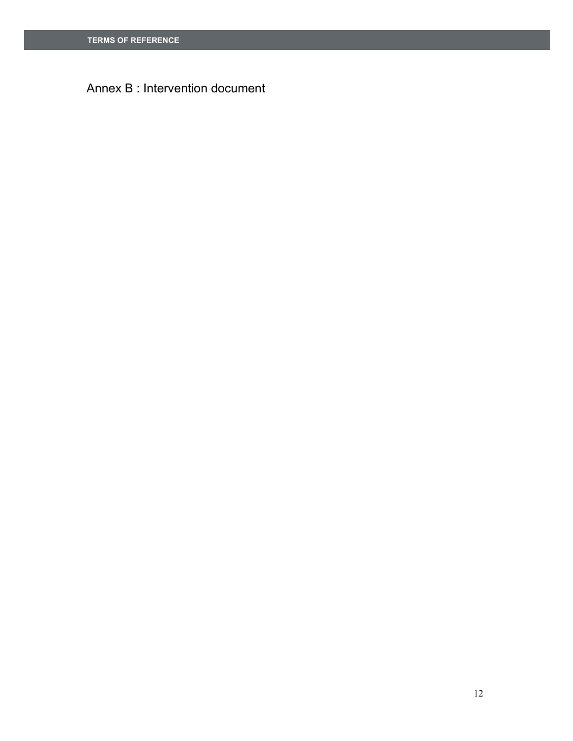Annex B : Intervention document